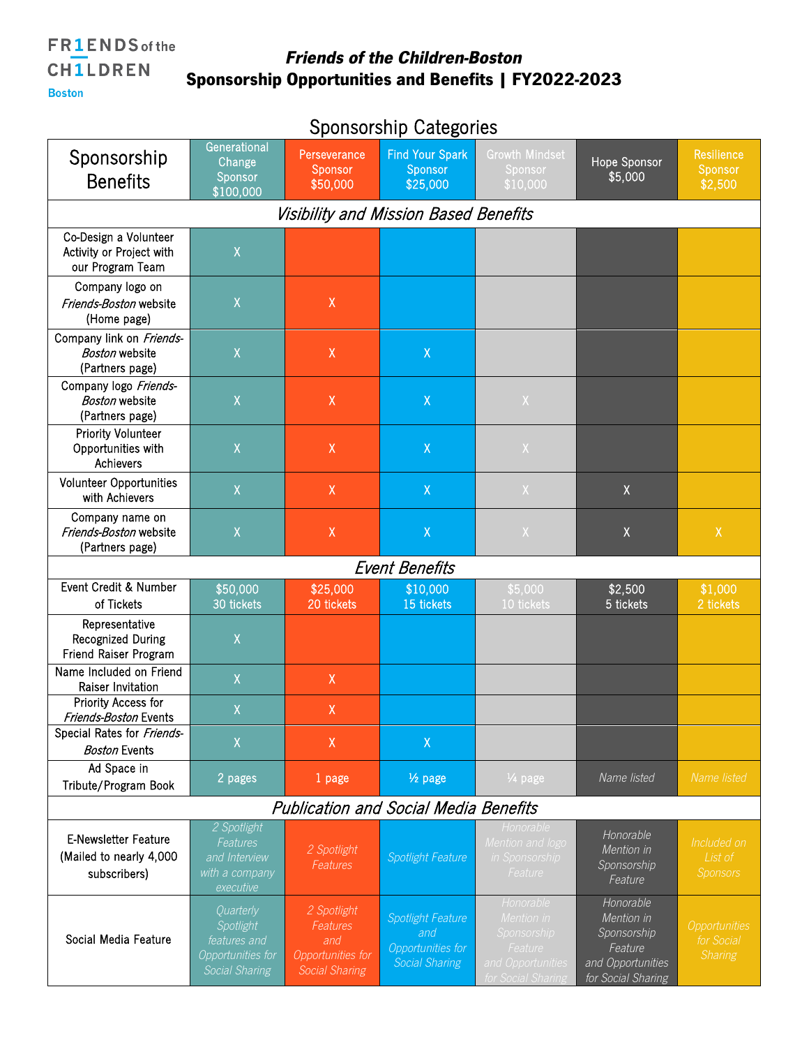**FRIENDS of the CHILDREN Boston**

# *Friends of the Children-Boston*
# Sponsorship Opportunities and Benefits | FY2022-2023

## Sponsorship Categories

| Sponsorship Benefits | Generational Change Sponsor $100,000 | Perseverance Sponsor $50,000 | Find Your Spark Sponsor $25,000 | Growth Mindset Sponsor $10,000 | Hope Sponsor $5,000 | Resilience Sponsor $2,500 |
|---|---|---|---|---|---|---|
| ***Visibility and Mission Based Benefits*** | | | | | | |
| Co-Design a Volunteer Activity or Project with our Program Team | X | | | | | |
| Company logo on *Friends-Boston* website (Home page) | X | X | | | | |
| Company link on *Friends-Boston* website (Partners page) | X | X | X | | | |
| Company logo *Friends-Boston* website (Partners page) | X | X | X | X | | |
| Priority Volunteer Opportunities with Achievers | X | X | X | X | | |
| Volunteer Opportunities with Achievers | X | X | X | X | X | |
| Company name on *Friends-Boston* website (Partners page) | X | X | X | X | X | X |
| ***Event Benefits*** | | | | | | |
| Event Credit & Number of Tickets | $50,000 30 tickets | $25,000 20 tickets | $10,000 15 tickets | $5,000 10 tickets | $2,500 5 tickets | $1,000 2 tickets |
| Representative Recognized During Friend Raiser Program | X | | | | | |
| Name Included on Friend Raiser Invitation | X | X | | | | |
| Priority Access for *Friends-Boston* Events | X | X | | | | |
| Special Rates for *Friends-Boston* Events | X | X | X | | | |
| Ad Space in Tribute/Program Book | 2 pages | 1 page | ½ page | ¼ page | *Name listed* | *Name listed* |
| ***Publication and Social Media Benefits*** | | | | | | |
| E-Newsletter Feature (Mailed to nearly 4,000 subscribers) | *2 Spotlight Features and Interview with a company executive* | *2 Spotlight Features* | *Spotlight Feature* | *Honorable Mention and logo in Sponsorship Feature* | *Honorable Mention in Sponsorship Feature* | *Included on List of Sponsors* |
| Social Media Feature | *Quarterly Spotlight features and Opportunities for Social Sharing* | *2 Spotlight Features and Opportunities for Social Sharing* | *Spotlight Feature and Opportunities for Social Sharing* | *Honorable Mention in Sponsorship Feature and Opportunities for Social Sharing* | *Honorable Mention in Sponsorship Feature and Opportunities for Social Sharing* | *Opportunities for Social Sharing* |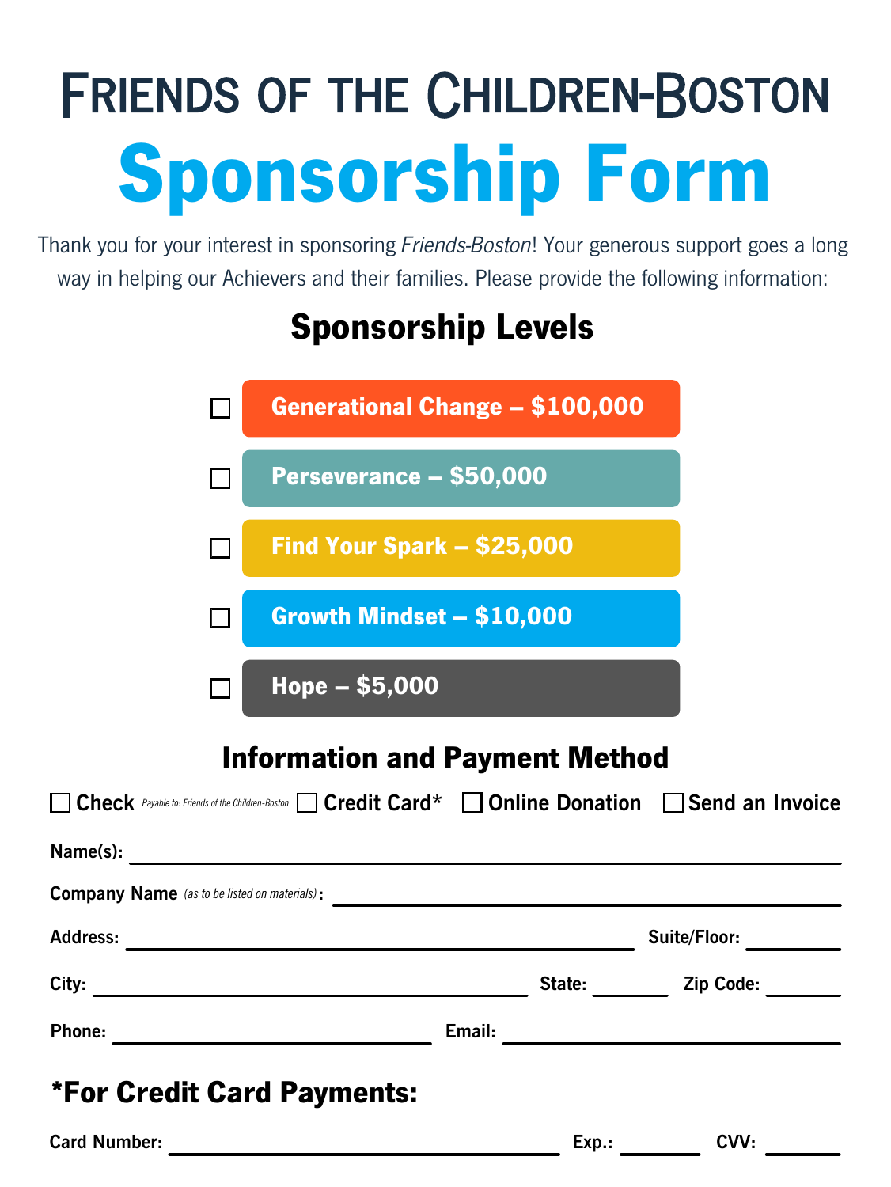# Friends of the Children-Boston

# Sponsorship Form

Thank you for your interest in sponsoring *Friends-Boston*! Your generous support goes a long way in helping our Achievers and their families. Please provide the following information:

## Sponsorship Levels

- ☐ **Generational Change – $100,000**
- ☐ **Perseverance – $50,000**
- ☐ **Find Your Spark – $25,000**
- ☐ **Growth Mindset – $10,000**
- ☐ **Hope – $5,000**

## Information and Payment Method

☐ **Check** *Payable to: Friends of the Children-Boston* ☐ **Credit Card*** ☐ **Online Donation** ☐ **Send an Invoice**

**Name(s):** ______________________________

**Company Name** *(as to be listed on materials)***:** ______________________________

**Address:** ______________________________ **Suite/Floor:** __________

**City:** ______________________________ **State:** ________ **Zip Code:** ________

**Phone:** ______________________ **Email:** ______________________

## *For Credit Card Payments:

**Card Number:** ______________________________ **Exp.:** ________ **CVV:** ________